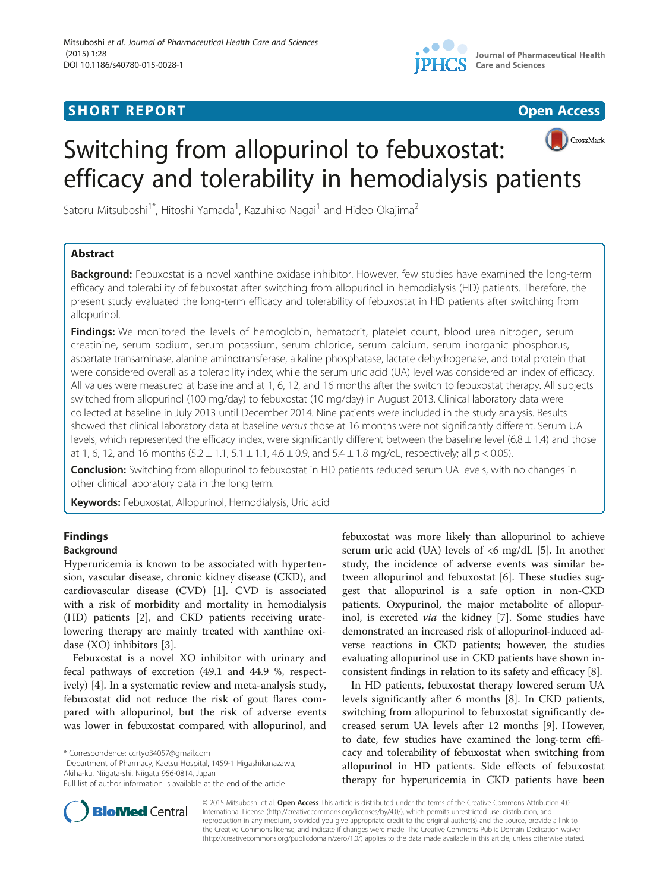**SHORT REPORT** **Open Access**

# Switching from allopurinol to febuxostat: efficacy and tolerability in hemodialysis patients

Satoru Mitsuboshi[1*], Hitoshi Yamada[1], Kazuhiko Nagai[1] and Hideo Okajima[2]

## Abstract

**Background:** Febuxostat is a novel xanthine oxidase inhibitor. However, few studies have examined the long-term efficacy and tolerability of febuxostat after switching from allopurinol in hemodialysis (HD) patients. Therefore, the present study evaluated the long-term efficacy and tolerability of febuxostat in HD patients after switching from allopurinol.

**Findings:** We monitored the levels of hemoglobin, hematocrit, platelet count, blood urea nitrogen, serum creatinine, serum sodium, serum potassium, serum chloride, serum calcium, serum inorganic phosphorus, aspartate transaminase, alanine aminotransferase, alkaline phosphatase, lactate dehydrogenase, and total protein that were considered overall as a tolerability index, while the serum uric acid (UA) level was considered an index of efficacy. All values were measured at baseline and at 1, 6, 12, and 16 months after the switch to febuxostat therapy. All subjects switched from allopurinol (100 mg/day) to febuxostat (10 mg/day) in August 2013. Clinical laboratory data were collected at baseline in July 2013 until December 2014. Nine patients were included in the study analysis. Results showed that clinical laboratory data at baseline *versus* those at 16 months were not significantly different. Serum UA levels, which represented the efficacy index, were significantly different between the baseline level (6.8 ± 1.4) and those at 1, 6, 12, and 16 months (5.2 ± 1.1, 5.1 ± 1.1, 4.6 ± 0.9, and 5.4 ± 1.8 mg/dL, respectively; all $p < 0.05$).

**Conclusion:** Switching from allopurinol to febuxostat in HD patients reduced serum UA levels, with no changes in other clinical laboratory data in the long term.

**Keywords:** Febuxostat, Allopurinol, Hemodialysis, Uric acid

## Findings

### Background

Hyperuricemia is known to be associated with hypertension, vascular disease, chronic kidney disease (CKD), and cardiovascular disease (CVD) [1]. CVD is associated with a risk of morbidity and mortality in hemodialysis (HD) patients [2], and CKD patients receiving urate-lowering therapy are mainly treated with xanthine oxidase (XO) inhibitors [3].

Febuxostat is a novel XO inhibitor with urinary and fecal pathways of excretion (49.1 and 44.9 %, respectively) [4]. In a systematic review and meta-analysis study, febuxostat did not reduce the risk of gout flares compared with allopurinol, but the risk of adverse events was lower in febuxostat compared with allopurinol, and febuxostat was more likely than allopurinol to achieve serum uric acid (UA) levels of <6 mg/dL [5]. In another study, the incidence of adverse events was similar between allopurinol and febuxostat [6]. These studies suggest that allopurinol is a safe option in non-CKD patients. Oxypurinol, the major metabolite of allopurinol, is excreted *via* the kidney [7]. Some studies have demonstrated an increased risk of allopurinol-induced adverse reactions in CKD patients; however, the studies evaluating allopurinol use in CKD patients have shown inconsistent findings in relation to its safety and efficacy [8].

In HD patients, febuxostat therapy lowered serum UA levels significantly after 6 months [8]. In CKD patients, switching from allopurinol to febuxostat significantly decreased serum UA levels after 12 months [9]. However, to date, few studies have examined the long-term efficacy and tolerability of febuxostat when switching from allopurinol in HD patients. Side effects of febuxostat therapy for hyperuricemia in CKD patients have been

\* Correspondence: ccrtyo34057@gmail.com
[1]Department of Pharmacy, Kaetsu Hospital, 1459-1 Higashikanazawa, Akiha-ku, Niigata-shi, Niigata 956-0814, Japan
Full list of author information is available at the end of the article

© 2015 Mitsuboshi et al. **Open Access** This article is distributed under the terms of the Creative Commons Attribution 4.0 International License (http://creativecommons.org/licenses/by/4.0/), which permits unrestricted use, distribution, and reproduction in any medium, provided you give appropriate credit to the original author(s) and the source, provide a link to the Creative Commons license, and indicate if changes were made. The Creative Commons Public Domain Dedication waiver (http://creativecommons.org/publicdomain/zero/1.0/) applies to the data made available in this article, unless otherwise stated.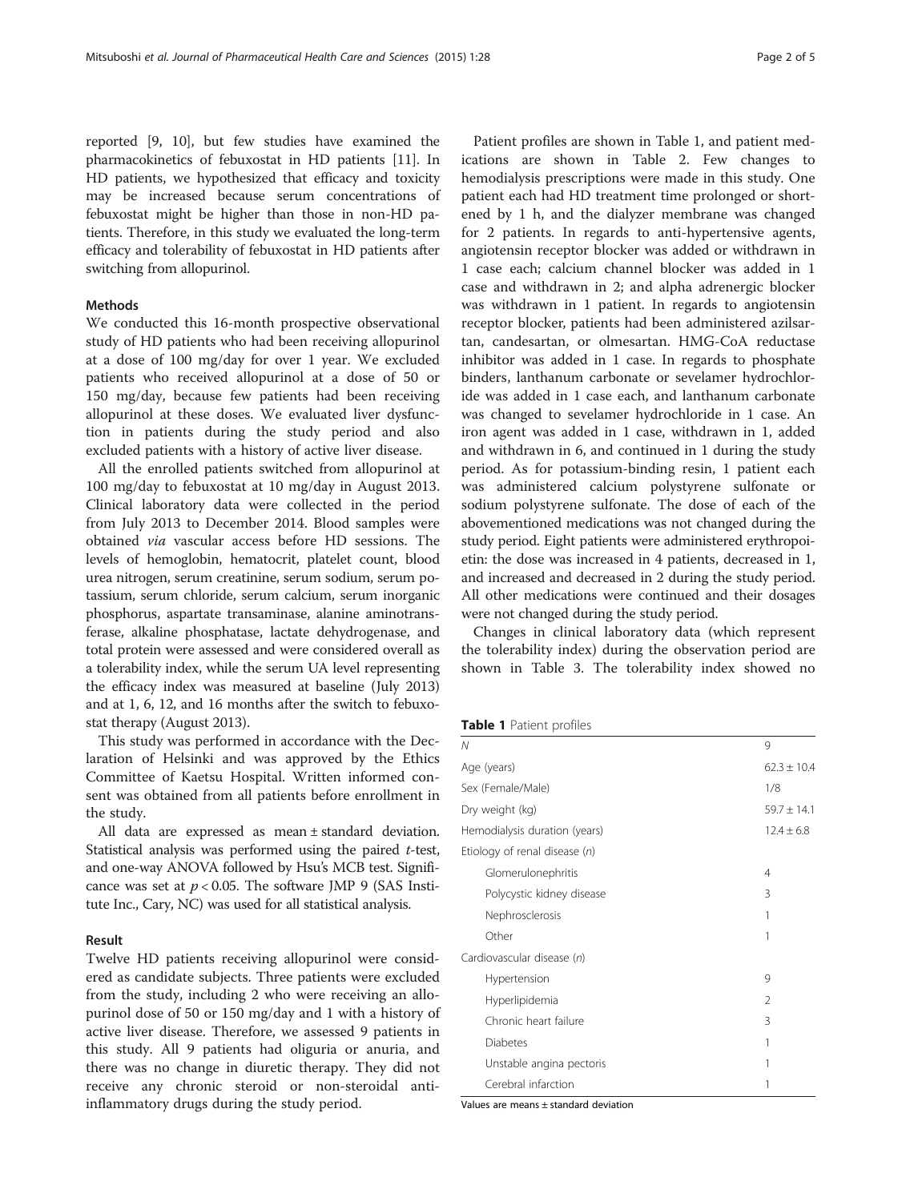reported [9, 10], but few studies have examined the pharmacokinetics of febuxostat in HD patients [11]. In HD patients, we hypothesized that efficacy and toxicity may be increased because serum concentrations of febuxostat might be higher than those in non-HD patients. Therefore, in this study we evaluated the long-term efficacy and tolerability of febuxostat in HD patients after switching from allopurinol.

## Methods

We conducted this 16-month prospective observational study of HD patients who had been receiving allopurinol at a dose of 100 mg/day for over 1 year. We excluded patients who received allopurinol at a dose of 50 or 150 mg/day, because few patients had been receiving allopurinol at these doses. We evaluated liver dysfunction in patients during the study period and also excluded patients with a history of active liver disease.

All the enrolled patients switched from allopurinol at 100 mg/day to febuxostat at 10 mg/day in August 2013. Clinical laboratory data were collected in the period from July 2013 to December 2014. Blood samples were obtained *via* vascular access before HD sessions. The levels of hemoglobin, hematocrit, platelet count, blood urea nitrogen, serum creatinine, serum sodium, serum potassium, serum chloride, serum calcium, serum inorganic phosphorus, aspartate transaminase, alanine aminotransferase, alkaline phosphatase, lactate dehydrogenase, and total protein were assessed and were considered overall as a tolerability index, while the serum UA level representing the efficacy index was measured at baseline (July 2013) and at 1, 6, 12, and 16 months after the switch to febuxostat therapy (August 2013).

This study was performed in accordance with the Declaration of Helsinki and was approved by the Ethics Committee of Kaetsu Hospital. Written informed consent was obtained from all patients before enrollment in the study.

All data are expressed as mean ± standard deviation. Statistical analysis was performed using the paired *t*-test, and one-way ANOVA followed by Hsu's MCB test. Significance was set at $p < 0.05$. The software JMP 9 (SAS Institute Inc., Cary, NC) was used for all statistical analysis.

## Result

Twelve HD patients receiving allopurinol were considered as candidate subjects. Three patients were excluded from the study, including 2 who were receiving an allopurinol dose of 50 or 150 mg/day and 1 with a history of active liver disease. Therefore, we assessed 9 patients in this study. All 9 patients had oliguria or anuria, and there was no change in diuretic therapy. They did not receive any chronic steroid or non-steroidal anti-inflammatory drugs during the study period.

Patient profiles are shown in Table 1, and patient medications are shown in Table 2. Few changes to hemodialysis prescriptions were made in this study. One patient each had HD treatment time prolonged or shortened by 1 h, and the dialyzer membrane was changed for 2 patients. In regards to anti-hypertensive agents, angiotensin receptor blocker was added or withdrawn in 1 case each; calcium channel blocker was added in 1 case and withdrawn in 2; and alpha adrenergic blocker was withdrawn in 1 patient. In regards to angiotensin receptor blocker, patients had been administered azilsartan, candesartan, or olmesartan. HMG-CoA reductase inhibitor was added in 1 case. In regards to phosphate binders, lanthanum carbonate or sevelamer hydrochloride was added in 1 case each, and lanthanum carbonate was changed to sevelamer hydrochloride in 1 case. An iron agent was added in 1 case, withdrawn in 1, added and withdrawn in 6, and continued in 1 during the study period. As for potassium-binding resin, 1 patient each was administered calcium polystyrene sulfonate or sodium polystyrene sulfonate. The dose of each of the abovementioned medications was not changed during the study period. Eight patients were administered erythropoietin: the dose was increased in 4 patients, decreased in 1, and increased and decreased in 2 during the study period. All other medications were continued and their dosages were not changed during the study period.

Changes in clinical laboratory data (which represent the tolerability index) during the observation period are shown in Table 3. The tolerability index showed no

**Table 1** Patient profiles

| | |
|---|---|
| *N* | 9 |
| Age (years) | 62.3 ± 10.4 |
| Sex (Female/Male) | 1/8 |
| Dry weight (kg) | 59.7 ± 14.1 |
| Hemodialysis duration (years) | 12.4 ± 6.8 |
| Etiology of renal disease (*n*) | |
| Glomerulonephritis | 4 |
| Polycystic kidney disease | 3 |
| Nephrosclerosis | 1 |
| Other | 1 |
| Cardiovascular disease (*n*) | |
| Hypertension | 9 |
| Hyperlipidemia | 2 |
| Chronic heart failure | 3 |
| Diabetes | 1 |
| Unstable angina pectoris | 1 |
| Cerebral infarction | 1 |

Values are means ± standard deviation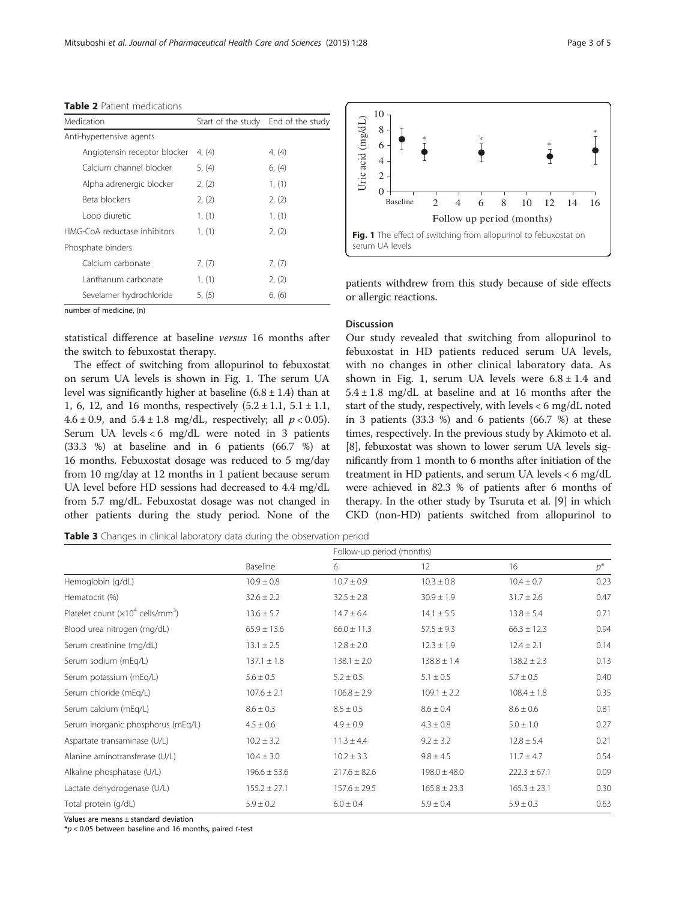**Table 2** Patient medications

| Medication | Start of the study | End of the study |
|---|---|---|
| Anti-hypertensive agents | | |
| Angiotensin receptor blocker | 4, (4) | 4, (4) |
| Calcium channel blocker | 5, (4) | 6, (4) |
| Alpha adrenergic blocker | 2, (2) | 1, (1) |
| Beta blockers | 2, (2) | 2, (2) |
| Loop diuretic | 1, (1) | 1, (1) |
| HMG-CoA reductase inhibitors | 1, (1) | 2, (2) |
| Phosphate binders | | |
| Calcium carbonate | 7, (7) | 7, (7) |
| Lanthanum carbonate | 1, (1) | 2, (2) |
| Sevelamer hydrochloride | 5, (5) | 6, (6) |

number of medicine, (n)

statistical difference at baseline *versus* 16 months after the switch to febuxostat therapy.

The effect of switching from allopurinol to febuxostat on serum UA levels is shown in Fig. 1. The serum UA level was significantly higher at baseline (6.8 ± 1.4) than at 1, 6, 12, and 16 months, respectively (5.2 ± 1.1, 5.1 ± 1.1, 4.6 ± 0.9, and 5.4 ± 1.8 mg/dL, respectively; all $p < 0.05$). Serum UA levels < 6 mg/dL were noted in 3 patients (33.3 %) at baseline and in 6 patients (66.7 %) at 16 months. Febuxostat dosage was reduced to 5 mg/day from 10 mg/day at 12 months in 1 patient because serum UA level before HD sessions had decreased to 4.4 mg/dL from 5.7 mg/dL. Febuxostat dosage was not changed in other patients during the study period. None of the patients withdrew from this study because of side effects or allergic reactions.

**Fig. 1** The effect of switching from allopurinol to febuxostat on serum UA levels

## Discussion

Our study revealed that switching from allopurinol to febuxostat in HD patients reduced serum UA levels, with no changes in other clinical laboratory data. As shown in Fig. 1, serum UA levels were 6.8 ± 1.4 and 5.4 ± 1.8 mg/dL at baseline and at 16 months after the start of the study, respectively, with levels < 6 mg/dL noted in 3 patients (33.3 %) and 6 patients (66.7 %) at these times, respectively. In the previous study by Akimoto et al. [8], febuxostat was shown to lower serum UA levels significantly from 1 month to 6 months after initiation of the treatment in HD patients, and serum UA levels < 6 mg/dL were achieved in 82.3 % of patients after 6 months of therapy. In the other study by Tsuruta et al. [9] in which CKD (non-HD) patients switched from allopurinol to

**Table 3** Changes in clinical laboratory data during the observation period

| | Baseline | Follow-up period (months) | | | |
|---|---|---|---|---|---|
| | | 6 | 12 | 16 | $p^*$ |
| Hemoglobin (g/dL) | 10.9 ± 0.8 | 10.7 ± 0.9 | 10.3 ± 0.8 | 10.4 ± 0.7 | 0.23 |
| Hematocrit (%) | 32.6 ± 2.2 | 32.5 ± 2.8 | 30.9 ± 1.9 | 31.7 ± 2.6 | 0.47 |
| Platelet count ($\times 10^4$ cells/mm$^3$) | 13.6 ± 5.7 | 14.7 ± 6.4 | 14.1 ± 5.5 | 13.8 ± 5.4 | 0.71 |
| Blood urea nitrogen (mg/dL) | 65.9 ± 13.6 | 66.0 ± 11.3 | 57.5 ± 9.3 | 66.3 ± 12.3 | 0.94 |
| Serum creatinine (mg/dL) | 13.1 ± 2.5 | 12.8 ± 2.0 | 12.3 ± 1.9 | 12.4 ± 2.1 | 0.14 |
| Serum sodium (mEq/L) | 137.1 ± 1.8 | 138.1 ± 2.0 | 138.8 ± 1.4 | 138.2 ± 2.3 | 0.13 |
| Serum potassium (mEq/L) | 5.6 ± 0.5 | 5.2 ± 0.5 | 5.1 ± 0.5 | 5.7 ± 0.5 | 0.40 |
| Serum chloride (mEq/L) | 107.6 ± 2.1 | 106.8 ± 2.9 | 109.1 ± 2.2 | 108.4 ± 1.8 | 0.35 |
| Serum calcium (mEq/L) | 8.6 ± 0.3 | 8.5 ± 0.5 | 8.6 ± 0.4 | 8.6 ± 0.6 | 0.81 |
| Serum inorganic phosphorus (mEq/L) | 4.5 ± 0.6 | 4.9 ± 0.9 | 4.3 ± 0.8 | 5.0 ± 1.0 | 0.27 |
| Aspartate transaminase (U/L) | 10.2 ± 3.2 | 11.3 ± 4.4 | 9.2 ± 3.2 | 12.8 ± 5.4 | 0.21 |
| Alanine aminotransferase (U/L) | 10.4 ± 3.0 | 10.2 ± 3.3 | 9.8 ± 4.5 | 11.7 ± 4.7 | 0.54 |
| Alkaline phosphatase (U/L) | 196.6 ± 53.6 | 217.6 ± 82.6 | 198.0 ± 48.0 | 222.3 ± 67.1 | 0.09 |
| Lactate dehydrogenase (U/L) | 155.2 ± 27.1 | 157.6 ± 29.5 | 165.8 ± 23.3 | 165.3 ± 23.1 | 0.30 |
| Total protein (g/dL) | 5.9 ± 0.2 | 6.0 ± 0.4 | 5.9 ± 0.4 | 5.9 ± 0.3 | 0.63 |

Values are means ± standard deviation

$^*p < 0.05$ between baseline and 16 months, paired *t*-test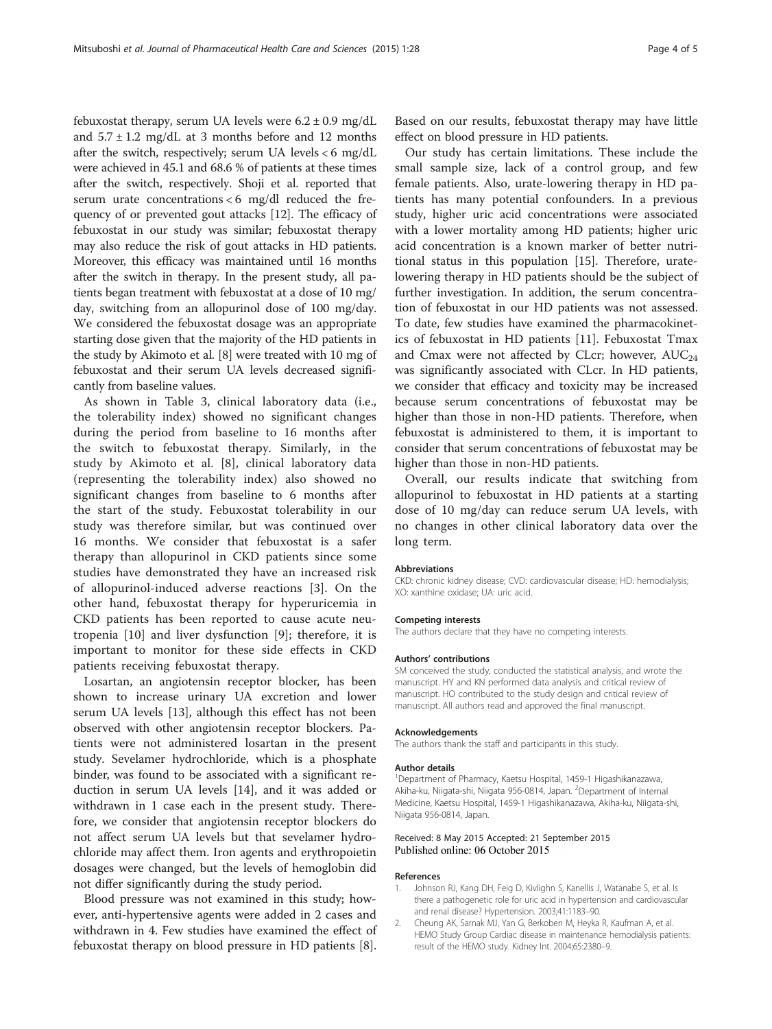febuxostat therapy, serum UA levels were 6.2 ± 0.9 mg/dL and 5.7 ± 1.2 mg/dL at 3 months before and 12 months after the switch, respectively; serum UA levels < 6 mg/dL were achieved in 45.1 and 68.6 % of patients at these times after the switch, respectively. Shoji et al. reported that serum urate concentrations < 6 mg/dl reduced the frequency of or prevented gout attacks [12]. The efficacy of febuxostat in our study was similar; febuxostat therapy may also reduce the risk of gout attacks in HD patients. Moreover, this efficacy was maintained until 16 months after the switch in therapy. In the present study, all patients began treatment with febuxostat at a dose of 10 mg/day, switching from an allopurinol dose of 100 mg/day. We considered the febuxostat dosage was an appropriate starting dose given that the majority of the HD patients in the study by Akimoto et al. [8] were treated with 10 mg of febuxostat and their serum UA levels decreased significantly from baseline values.

As shown in Table 3, clinical laboratory data (i.e., the tolerability index) showed no significant changes during the period from baseline to 16 months after the switch to febuxostat therapy. Similarly, in the study by Akimoto et al. [8], clinical laboratory data (representing the tolerability index) also showed no significant changes from baseline to 6 months after the start of the study. Febuxostat tolerability in our study was therefore similar, but was continued over 16 months. We consider that febuxostat is a safer therapy than allopurinol in CKD patients since some studies have demonstrated they have an increased risk of allopurinol-induced adverse reactions [3]. On the other hand, febuxostat therapy for hyperuricemia in CKD patients has been reported to cause acute neutropenia [10] and liver dysfunction [9]; therefore, it is important to monitor for these side effects in CKD patients receiving febuxostat therapy.

Losartan, an angiotensin receptor blocker, has been shown to increase urinary UA excretion and lower serum UA levels [13], although this effect has not been observed with other angiotensin receptor blockers. Patients were not administered losartan in the present study. Sevelamer hydrochloride, which is a phosphate binder, was found to be associated with a significant reduction in serum UA levels [14], and it was added or withdrawn in 1 case each in the present study. Therefore, we consider that angiotensin receptor blockers do not affect serum UA levels but that sevelamer hydrochloride may affect them. Iron agents and erythropoietin dosages were changed, but the levels of hemoglobin did not differ significantly during the study period.

Blood pressure was not examined in this study; however, anti-hypertensive agents were added in 2 cases and withdrawn in 4. Few studies have examined the effect of febuxostat therapy on blood pressure in HD patients [8]. Based on our results, febuxostat therapy may have little effect on blood pressure in HD patients.

Our study has certain limitations. These include the small sample size, lack of a control group, and few female patients. Also, urate-lowering therapy in HD patients has many potential confounders. In a previous study, higher uric acid concentrations were associated with a lower mortality among HD patients; higher uric acid concentration is a known marker of better nutritional status in this population [15]. Therefore, urate-lowering therapy in HD patients should be the subject of further investigation. In addition, the serum concentration of febuxostat in our HD patients was not assessed. To date, few studies have examined the pharmacokinetics of febuxostat in HD patients [11]. Febuxostat Tmax and Cmax were not affected by CLcr; however, $AUC_{24}$ was significantly associated with CLcr. In HD patients, we consider that efficacy and toxicity may be increased because serum concentrations of febuxostat may be higher than those in non-HD patients. Therefore, when febuxostat is administered to them, it is important to consider that serum concentrations of febuxostat may be higher than those in non-HD patients.

Overall, our results indicate that switching from allopurinol to febuxostat in HD patients at a starting dose of 10 mg/day can reduce serum UA levels, with no changes in other clinical laboratory data over the long term.

#### Abbreviations

CKD: chronic kidney disease; CVD: cardiovascular disease; HD: hemodialysis; XO: xanthine oxidase; UA: uric acid.

#### Competing interests

The authors declare that they have no competing interests.

#### Authors' contributions

SM conceived the study, conducted the statistical analysis, and wrote the manuscript. HY and KN performed data analysis and critical review of manuscript. HO contributed to the study design and critical review of manuscript. All authors read and approved the final manuscript.

#### Acknowledgements

The authors thank the staff and participants in this study.

#### Author details

[1]Department of Pharmacy, Kaetsu Hospital, 1459-1 Higashikanazawa, Akiha-ku, Niigata-shi, Niigata 956-0814, Japan. [2]Department of Internal Medicine, Kaetsu Hospital, 1459-1 Higashikanazawa, Akiha-ku, Niigata-shi, Niigata 956-0814, Japan.

Received: 8 May 2015 Accepted: 21 September 2015
Published online: 06 October 2015

#### References

1. Johnson RJ, Kang DH, Feig D, Kivlighn S, Kanellis J, Watanabe S, et al. Is there a pathogenetic role for uric acid in hypertension and cardiovascular and renal disease? Hypertension. 2003;41:1183–90.
2. Cheung AK, Sarnak MJ, Yan G, Berkoben M, Heyka R, Kaufman A, et al. HEMO Study Group Cardiac disease in maintenance hemodialysis patients: result of the HEMO study. Kidney Int. 2004;65:2380–9.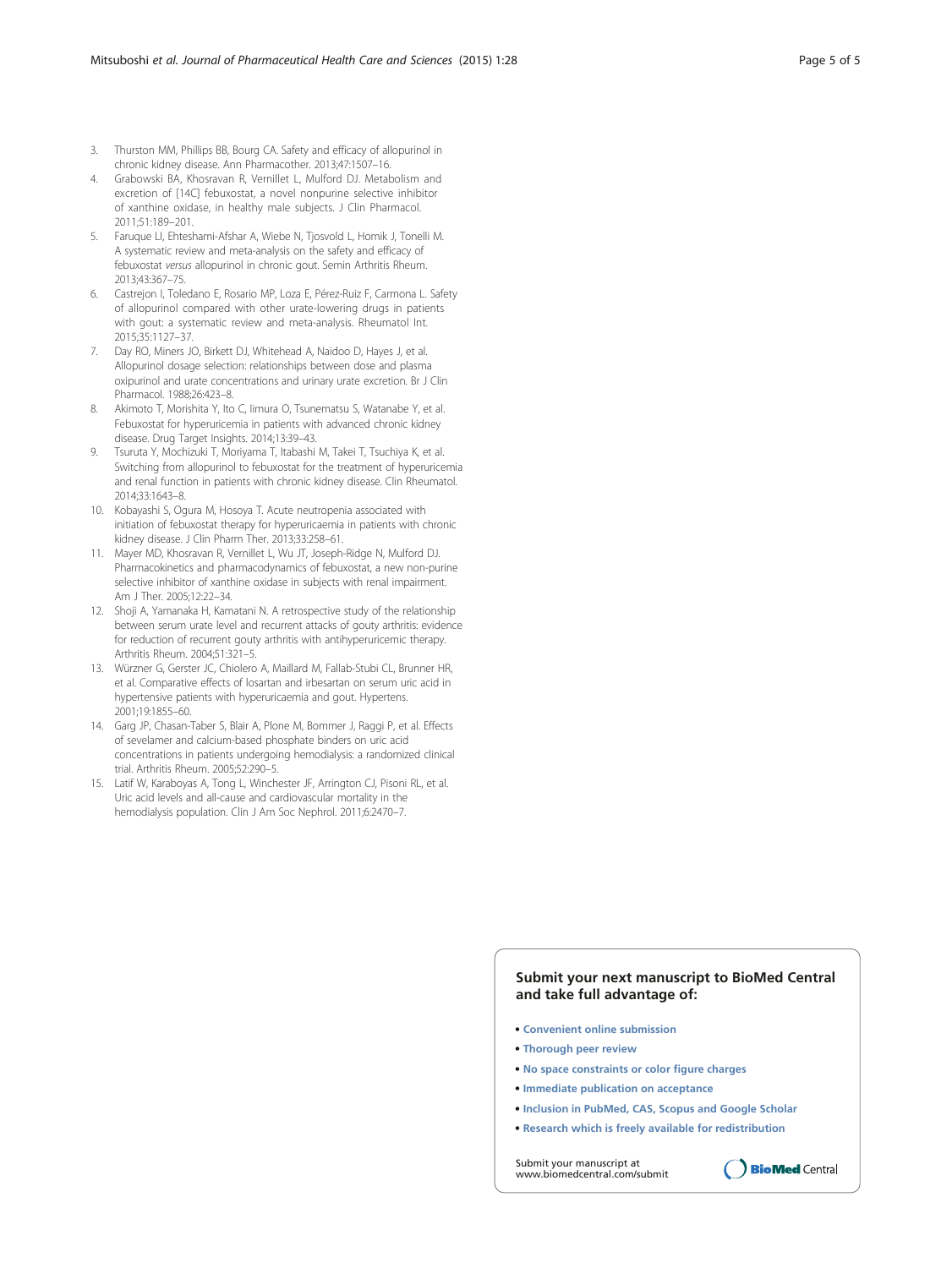3. Thurston MM, Phillips BB, Bourg CA. Safety and efficacy of allopurinol in chronic kidney disease. Ann Pharmacother. 2013;47:1507–16.
4. Grabowski BA, Khosravan R, Vernillet L, Mulford DJ. Metabolism and excretion of [14C] febuxostat, a novel nonpurine selective inhibitor of xanthine oxidase, in healthy male subjects. J Clin Pharmacol. 2011;51:189–201.
5. Faruque LI, Ehteshami-Afshar A, Wiebe N, Tjosvold L, Homik J, Tonelli M. A systematic review and meta-analysis on the safety and efficacy of febuxostat *versus* allopurinol in chronic gout. Semin Arthritis Rheum. 2013;43:367–75.
6. Castrejon I, Toledano E, Rosario MP, Loza E, Pérez-Ruiz F, Carmona L. Safety of allopurinol compared with other urate-lowering drugs in patients with gout: a systematic review and meta-analysis. Rheumatol Int. 2015;35:1127–37.
7. Day RO, Miners JO, Birkett DJ, Whitehead A, Naidoo D, Hayes J, et al. Allopurinol dosage selection: relationships between dose and plasma oxipurinol and urate concentrations and urinary urate excretion. Br J Clin Pharmacol. 1988;26:423–8.
8. Akimoto T, Morishita Y, Ito C, Iimura O, Tsunematsu S, Watanabe Y, et al. Febuxostat for hyperuricemia in patients with advanced chronic kidney disease. Drug Target Insights. 2014;13:39–43.
9. Tsuruta Y, Mochizuki T, Moriyama T, Itabashi M, Takei T, Tsuchiya K, et al. Switching from allopurinol to febuxostat for the treatment of hyperuricemia and renal function in patients with chronic kidney disease. Clin Rheumatol. 2014;33:1643–8.
10. Kobayashi S, Ogura M, Hosoya T. Acute neutropenia associated with initiation of febuxostat therapy for hyperuricaemia in patients with chronic kidney disease. J Clin Pharm Ther. 2013;33:258–61.
11. Mayer MD, Khosravan R, Vernillet L, Wu JT, Joseph-Ridge N, Mulford DJ. Pharmacokinetics and pharmacodynamics of febuxostat, a new non-purine selective inhibitor of xanthine oxidase in subjects with renal impairment. Am J Ther. 2005;12:22–34.
12. Shoji A, Yamanaka H, Kamatani N. A retrospective study of the relationship between serum urate level and recurrent attacks of gouty arthritis: evidence for reduction of recurrent gouty arthritis with antihyperuricemic therapy. Arthritis Rheum. 2004;51:321–5.
13. Würzner G, Gerster JC, Chiolero A, Maillard M, Fallab-Stubi CL, Brunner HR, et al. Comparative effects of losartan and irbesartan on serum uric acid in hypertensive patients with hyperuricaemia and gout. Hypertens. 2001;19:1855–60.
14. Garg JP, Chasan-Taber S, Blair A, Plone M, Bommer J, Raggi P, et al. Effects of sevelamer and calcium-based phosphate binders on uric acid concentrations in patients undergoing hemodialysis: a randomized clinical trial. Arthritis Rheum. 2005;52:290–5.
15. Latif W, Karaboyas A, Tong L, Winchester JF, Arrington CJ, Pisoni RL, et al. Uric acid levels and all-cause and cardiovascular mortality in the hemodialysis population. Clin J Am Soc Nephrol. 2011;6:2470–7.

**Submit your next manuscript to BioMed Central and take full advantage of:**

- **Convenient online submission**
- **Thorough peer review**
- **No space constraints or color figure charges**
- **Immediate publication on acceptance**
- **Inclusion in PubMed, CAS, Scopus and Google Scholar**
- **Research which is freely available for redistribution**

Submit your manuscript at
www.biomedcentral.com/submit

BioMed Central